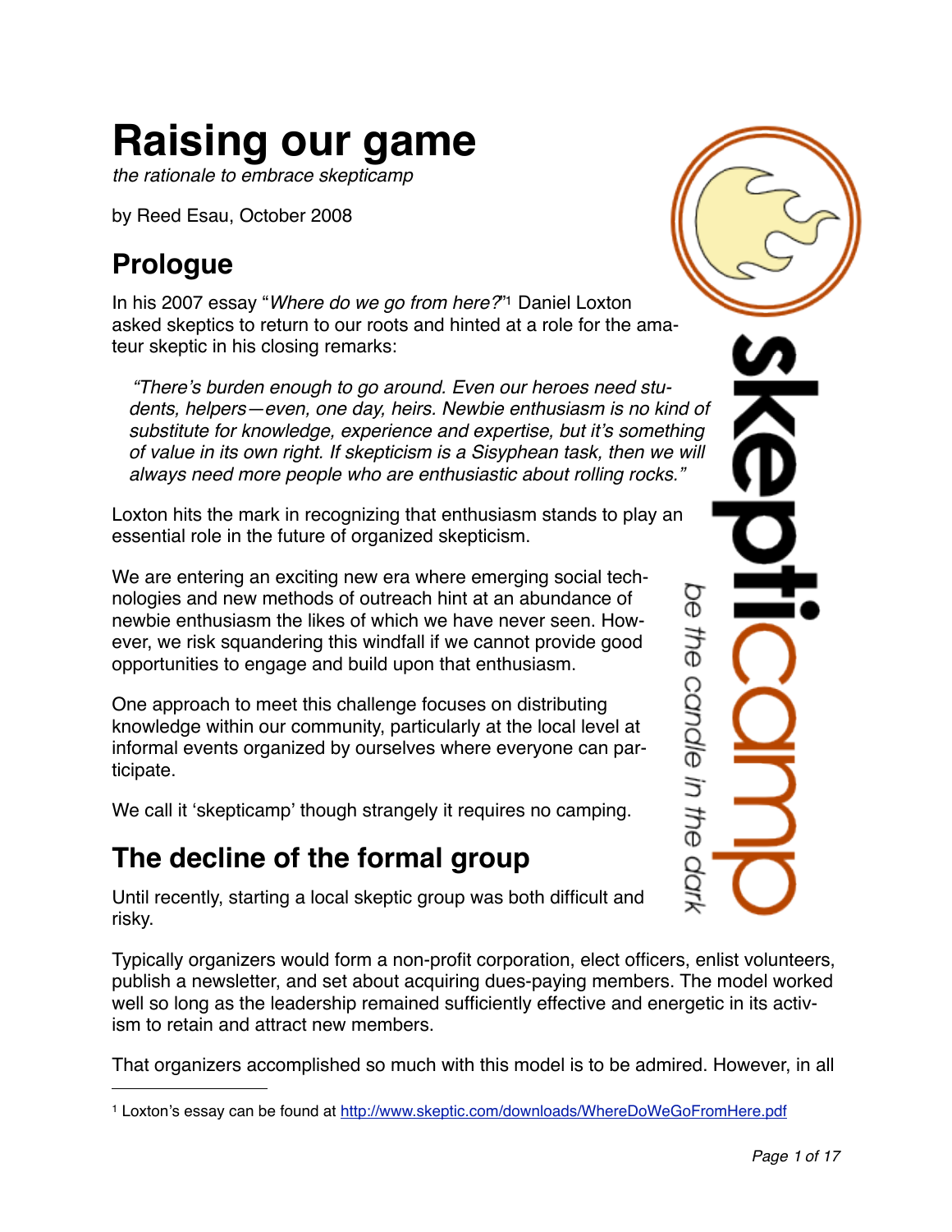# Raising our game

*the rationale to embrace skepticamp*

by Reed Esau, October 2008

## Prologue

In his 2007 essay "*Where do we go from here?*"[1] Daniel Loxton asked skeptics to return to our roots and hinted at a role for the amateur skeptic in his closing remarks:

> *"There's burden enough to go around. Even our heroes need students, helpers—even, one day, heirs. Newbie enthusiasm is no kind of substitute for knowledge, experience and expertise, but it's something of value in its own right. If skepticism is a Sisyphean task, then we will always need more people who are enthusiastic about rolling rocks."*

Loxton hits the mark in recognizing that enthusiasm stands to play an essential role in the future of organized skepticism.

We are entering an exciting new era where emerging social technologies and new methods of outreach hint at an abundance of newbie enthusiasm the likes of which we have never seen. However, we risk squandering this windfall if we cannot provide good opportunities to engage and build upon that enthusiasm.

One approach to meet this challenge focuses on distributing knowledge within our community, particularly at the local level at informal events organized by ourselves where everyone can participate.

We call it 'skepticamp' though strangely it requires no camping.

## The decline of the formal group

Until recently, starting a local skeptic group was both difficult and risky.

Typically organizers would form a non-profit corporation, elect officers, enlist volunteers, publish a newsletter, and set about acquiring dues-paying members. The model worked well so long as the leadership remained sufficiently effective and energetic in its activism to retain and attract new members.

That organizers accomplished so much with this model is to be admired. However, in all

---

[1] Loxton's essay can be found at http://www.skeptic.com/downloads/WhereDoWeGoFromHere.pdf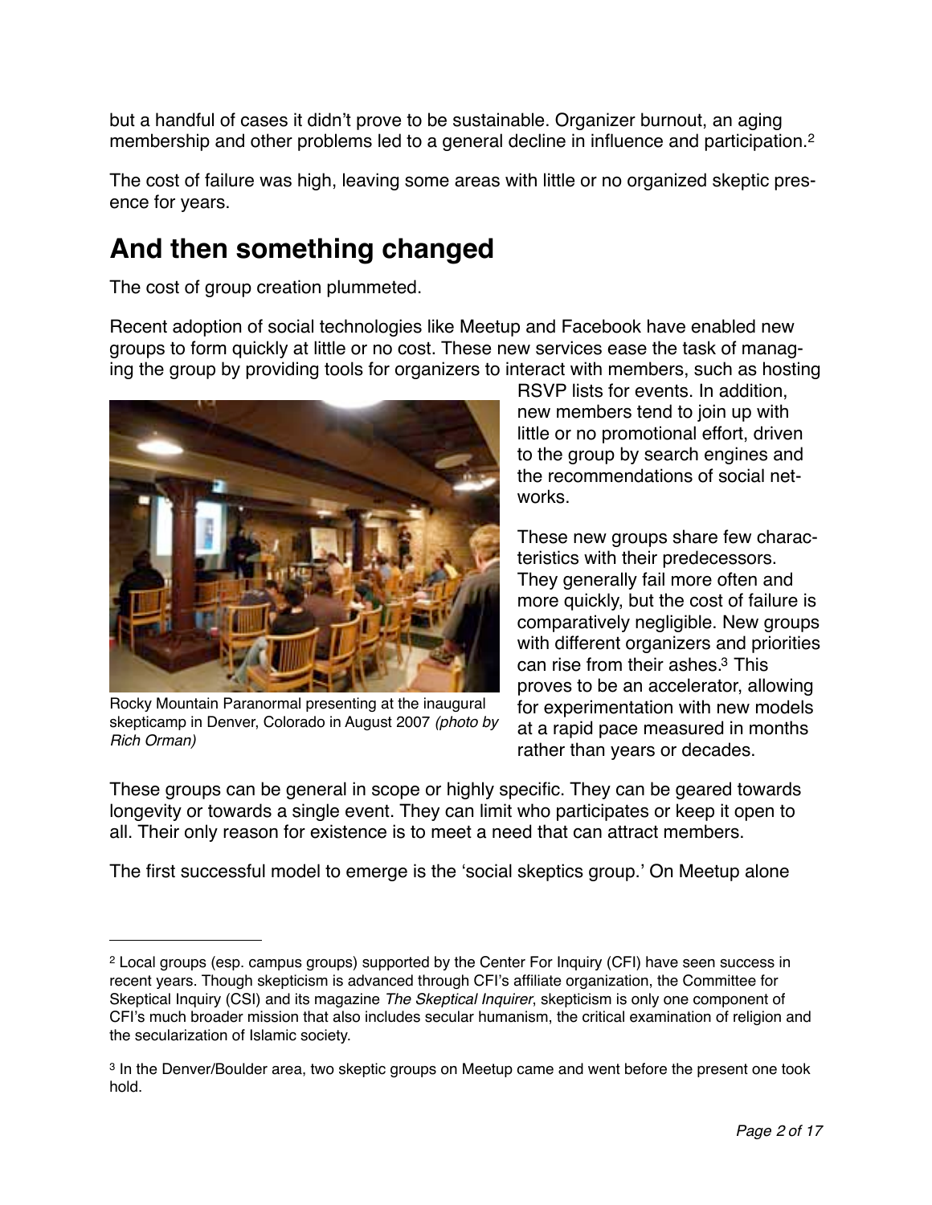but a handful of cases it didn't prove to be sustainable. Organizer burnout, an aging membership and other problems led to a general decline in influence and participation.[2]

The cost of failure was high, leaving some areas with little or no organized skeptic presence for years.

## And then something changed

The cost of group creation plummeted.

Recent adoption of social technologies like Meetup and Facebook have enabled new groups to form quickly at little or no cost. These new services ease the task of managing the group by providing tools for organizers to interact with members, such as hosting RSVP lists for events. In addition, new members tend to join up with little or no promotional effort, driven to the group by search engines and the recommendations of social networks.

Rocky Mountain Paranormal presenting at the inaugural skepticamp in Denver, Colorado in August 2007 *(photo by Rich Orman)*

These new groups share few characteristics with their predecessors. They generally fail more often and more quickly, but the cost of failure is comparatively negligible. New groups with different organizers and priorities can rise from their ashes.[3] This proves to be an accelerator, allowing for experimentation with new models at a rapid pace measured in months rather than years or decades.

These groups can be general in scope or highly specific. They can be geared towards longevity or towards a single event. They can limit who participates or keep it open to all. Their only reason for existence is to meet a need that can attract members.

The first successful model to emerge is the 'social skeptics group.' On Meetup alone

---

[2] Local groups (esp. campus groups) supported by the Center For Inquiry (CFI) have seen success in recent years. Though skepticism is advanced through CFI's affiliate organization, the Committee for Skeptical Inquiry (CSI) and its magazine *The Skeptical Inquirer*, skepticism is only one component of CFI's much broader mission that also includes secular humanism, the critical examination of religion and the secularization of Islamic society.

[3] In the Denver/Boulder area, two skeptic groups on Meetup came and went before the present one took hold.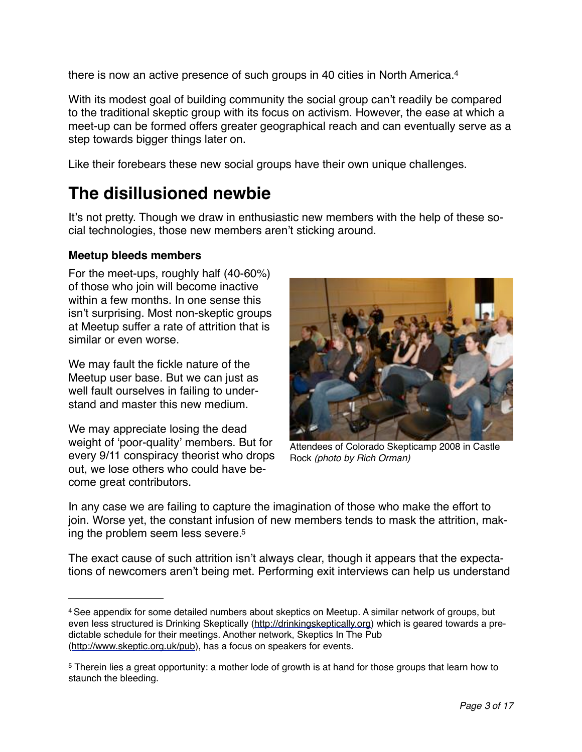there is now an active presence of such groups in 40 cities in North America.[4]

With its modest goal of building community the social group can't readily be compared to the traditional skeptic group with its focus on activism. However, the ease at which a meet-up can be formed offers greater geographical reach and can eventually serve as a step towards bigger things later on.

Like their forebears these new social groups have their own unique challenges.

# The disillusioned newbie

It's not pretty. Though we draw in enthusiastic new members with the help of these social technologies, those new members aren't sticking around.

**Meetup bleeds members**

For the meet-ups, roughly half (40-60%) of those who join will become inactive within a few months. In one sense this isn't surprising. Most non-skeptic groups at Meetup suffer a rate of attrition that is similar or even worse.

We may fault the fickle nature of the Meetup user base. But we can just as well fault ourselves in failing to understand and master this new medium.

We may appreciate losing the dead weight of 'poor-quality' members. But for every 9/11 conspiracy theorist who drops out, we lose others who could have become great contributors.

Attendees of Colorado Skepticamp 2008 in Castle Rock *(photo by Rich Orman)*

In any case we are failing to capture the imagination of those who make the effort to join. Worse yet, the constant infusion of new members tends to mask the attrition, making the problem seem less severe.[5]

The exact cause of such attrition isn't always clear, though it appears that the expectations of newcomers aren't being met. Performing exit interviews can help us understand

---

[4] See appendix for some detailed numbers about skeptics on Meetup. A similar network of groups, but even less structured is Drinking Skeptically (http://drinkingskeptically.org) which is geared towards a predictable schedule for their meetings. Another network, Skeptics In The Pub (http://www.skeptic.org.uk/pub), has a focus on speakers for events.

[5] Therein lies a great opportunity: a mother lode of growth is at hand for those groups that learn how to staunch the bleeding.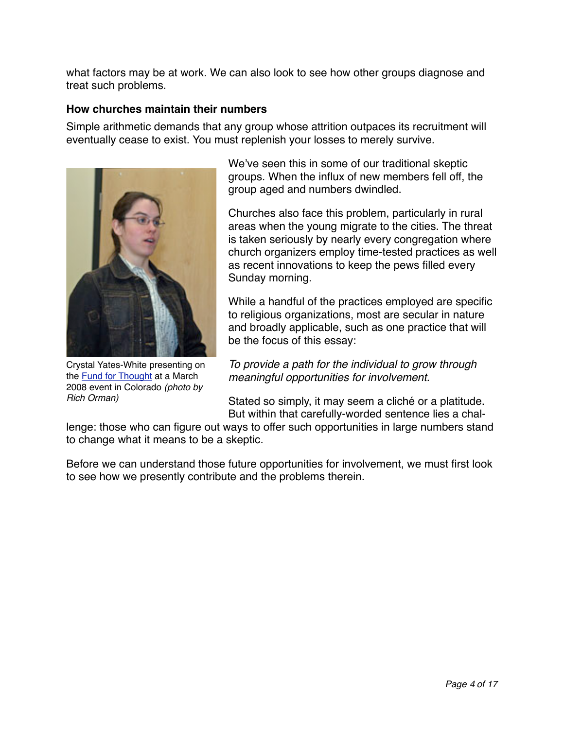what factors may be at work. We can also look to see how other groups diagnose and treat such problems.

### How churches maintain their numbers

Simple arithmetic demands that any group whose attrition outpaces its recruitment will eventually cease to exist. You must replenish your losses to merely survive.

Crystal Yates-White presenting on the [Fund for Thought] at a March 2008 event in Colorado *(photo by Rich Orman)*

We've seen this in some of our traditional skeptic groups. When the influx of new members fell off, the group aged and numbers dwindled.

Churches also face this problem, particularly in rural areas when the young migrate to the cities. The threat is taken seriously by nearly every congregation where church organizers employ time-tested practices as well as recent innovations to keep the pews filled every Sunday morning.

While a handful of the practices employed are specific to religious organizations, most are secular in nature and broadly applicable, such as one practice that will be the focus of this essay:

*To provide a path for the individual to grow through meaningful opportunities for involvement.*

Stated so simply, it may seem a cliché or a platitude. But within that carefully-worded sentence lies a challenge: those who can figure out ways to offer such opportunities in large numbers stand to change what it means to be a skeptic.

Before we can understand those future opportunities for involvement, we must first look to see how we presently contribute and the problems therein.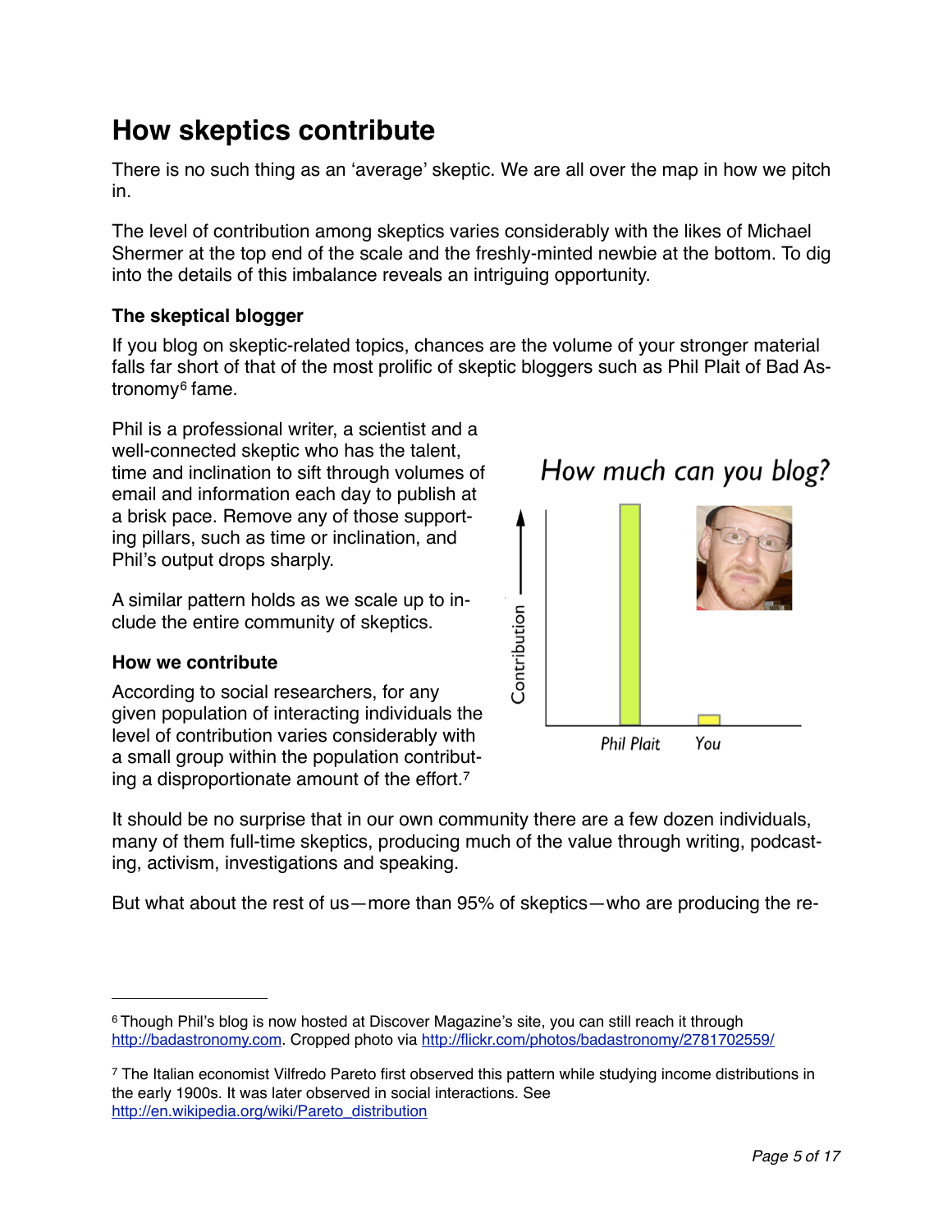## How skeptics contribute

There is no such thing as an 'average' skeptic. We are all over the map in how we pitch in.

The level of contribution among skeptics varies considerably with the likes of Michael Shermer at the top end of the scale and the freshly-minted newbie at the bottom. To dig into the details of this imbalance reveals an intriguing opportunity.

### The skeptical blogger

If you blog on skeptic-related topics, chances are the volume of your stronger material falls far short of that of the most prolific of skeptic bloggers such as Phil Plait of Bad Astronomy[6] fame.

Phil is a professional writer, a scientist and a well-connected skeptic who has the talent, time and inclination to sift through volumes of email and information each day to publish at a brisk pace. Remove any of those supporting pillars, such as time or inclination, and Phil's output drops sharply.

A similar pattern holds as we scale up to include the entire community of skeptics.

### How we contribute

According to social researchers, for any given population of interacting individuals the level of contribution varies considerably with a small group within the population contributing a disproportionate amount of the effort.[7]

It should be no surprise that in our own community there are a few dozen individuals, many of them full-time skeptics, producing much of the value through writing, podcasting, activism, investigations and speaking.

But what about the rest of us—more than 95% of skeptics—who are producing the re-

---

[6] Though Phil's blog is now hosted at Discover Magazine's site, you can still reach it through http://badastronomy.com. Cropped photo via http://flickr.com/photos/badastronomy/2781702559/

[7] The Italian economist Vilfredo Pareto first observed this pattern while studying income distributions in the early 1900s. It was later observed in social interactions. See http://en.wikipedia.org/wiki/Pareto_distribution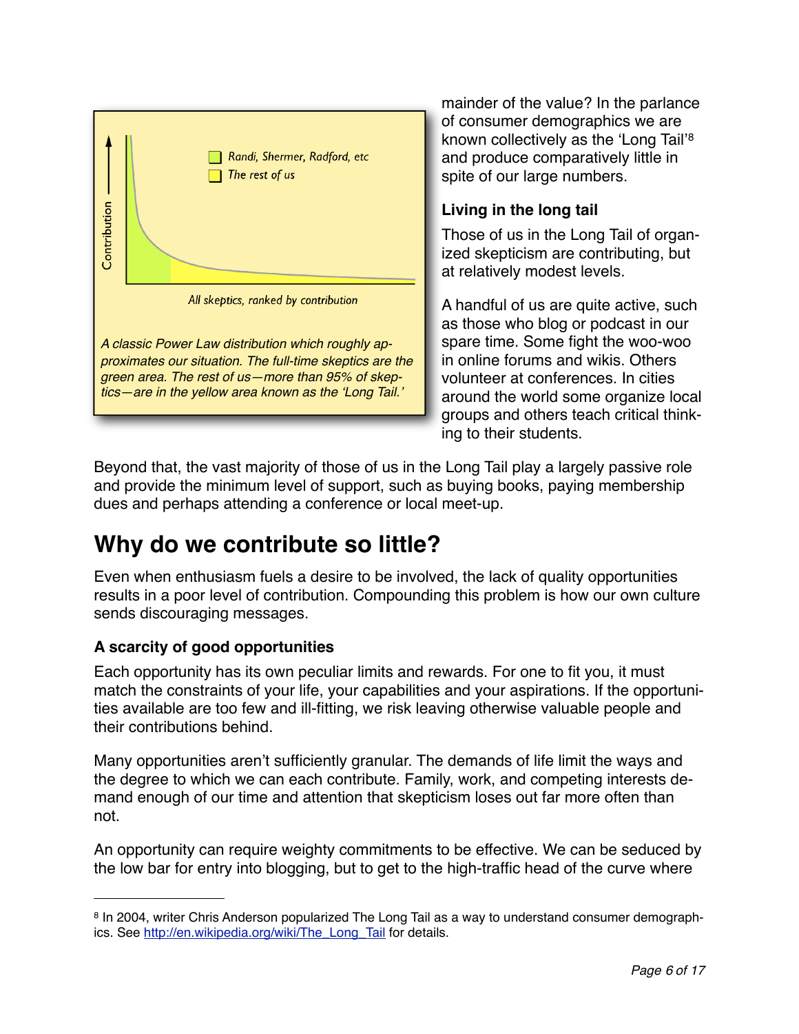Randi, Shermer, Radford, etc

The rest of us

Contribution

All skeptics, ranked by contribution

*A classic Power Law distribution which roughly approximates our situation. The full-time skeptics are the green area. The rest of us—more than 95% of skeptics—are in the yellow area known as the 'Long Tail.'*

mainder of the value? In the parlance of consumer demographics we are known collectively as the 'Long Tail'[8] and produce comparatively little in spite of our large numbers.

### Living in the long tail

Those of us in the Long Tail of organized skepticism are contributing, but at relatively modest levels.

A handful of us are quite active, such as those who blog or podcast in our spare time. Some fight the woo-woo in online forums and wikis. Others volunteer at conferences. In cities around the world some organize local groups and others teach critical thinking to their students.

Beyond that, the vast majority of those of us in the Long Tail play a largely passive role and provide the minimum level of support, such as buying books, paying membership dues and perhaps attending a conference or local meet-up.

## Why do we contribute so little?

Even when enthusiasm fuels a desire to be involved, the lack of quality opportunities results in a poor level of contribution. Compounding this problem is how our own culture sends discouraging messages.

### A scarcity of good opportunities

Each opportunity has its own peculiar limits and rewards. For one to fit you, it must match the constraints of your life, your capabilities and your aspirations. If the opportunities available are too few and ill-fitting, we risk leaving otherwise valuable people and their contributions behind.

Many opportunities aren't sufficiently granular. The demands of life limit the ways and the degree to which we can each contribute. Family, work, and competing interests demand enough of our time and attention that skepticism loses out far more often than not.

An opportunity can require weighty commitments to be effective. We can be seduced by the low bar for entry into blogging, but to get to the high-traffic head of the curve where

---

[8] In 2004, writer Chris Anderson popularized The Long Tail as a way to understand consumer demographics. See http://en.wikipedia.org/wiki/The_Long_Tail for details.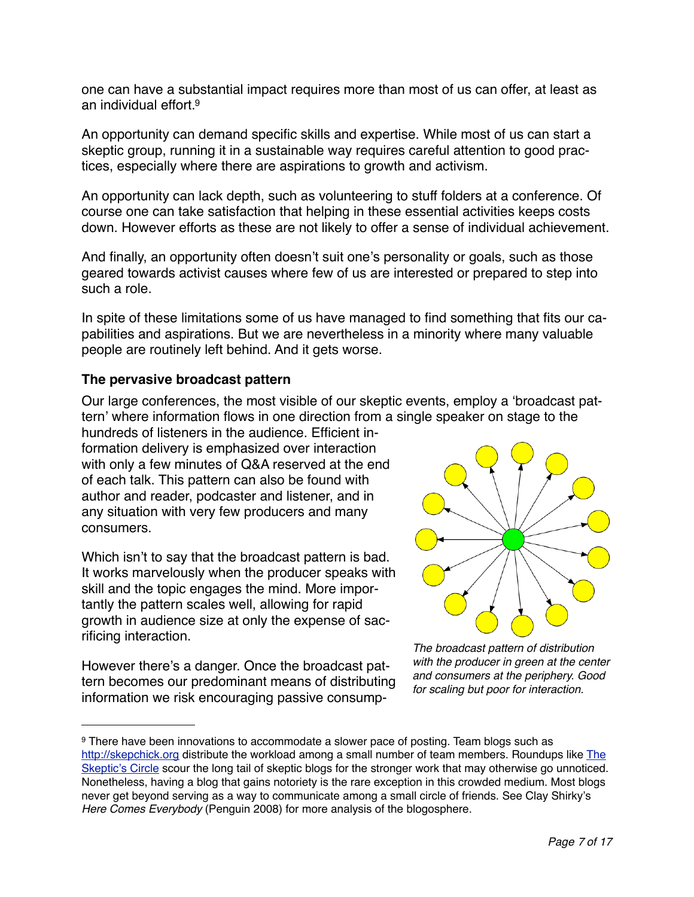one can have a substantial impact requires more than most of us can offer, at least as an individual effort.[9]

An opportunity can demand specific skills and expertise. While most of us can start a skeptic group, running it in a sustainable way requires careful attention to good practices, especially where there are aspirations to growth and activism.

An opportunity can lack depth, such as volunteering to stuff folders at a conference. Of course one can take satisfaction that helping in these essential activities keeps costs down. However efforts as these are not likely to offer a sense of individual achievement.

And finally, an opportunity often doesn't suit one's personality or goals, such as those geared towards activist causes where few of us are interested or prepared to step into such a role.

In spite of these limitations some of us have managed to find something that fits our capabilities and aspirations. But we are nevertheless in a minority where many valuable people are routinely left behind. And it gets worse.

### The pervasive broadcast pattern

Our large conferences, the most visible of our skeptic events, employ a 'broadcast pattern' where information flows in one direction from a single speaker on stage to the hundreds of listeners in the audience. Efficient information delivery is emphasized over interaction with only a few minutes of Q&A reserved at the end of each talk. This pattern can also be found with author and reader, podcaster and listener, and in any situation with very few producers and many consumers.

Which isn't to say that the broadcast pattern is bad. It works marvelously when the producer speaks with skill and the topic engages the mind. More importantly the pattern scales well, allowing for rapid growth in audience size at only the expense of sacrificing interaction.

*The broadcast pattern of distribution with the producer in green at the center and consumers at the periphery. Good for scaling but poor for interaction.*

However there's a danger. Once the broadcast pattern becomes our predominant means of distributing information we risk encouraging passive consump-

---

[9] There have been innovations to accommodate a slower pace of posting. Team blogs such as http://skepchick.org distribute the workload among a small number of team members. Roundups like The Skeptic's Circle scour the long tail of skeptic blogs for the stronger work that may otherwise go unnoticed. Nonetheless, having a blog that gains notoriety is the rare exception in this crowded medium. Most blogs never get beyond serving as a way to communicate among a small circle of friends. See Clay Shirky's *Here Comes Everybody* (Penguin 2008) for more analysis of the blogosphere.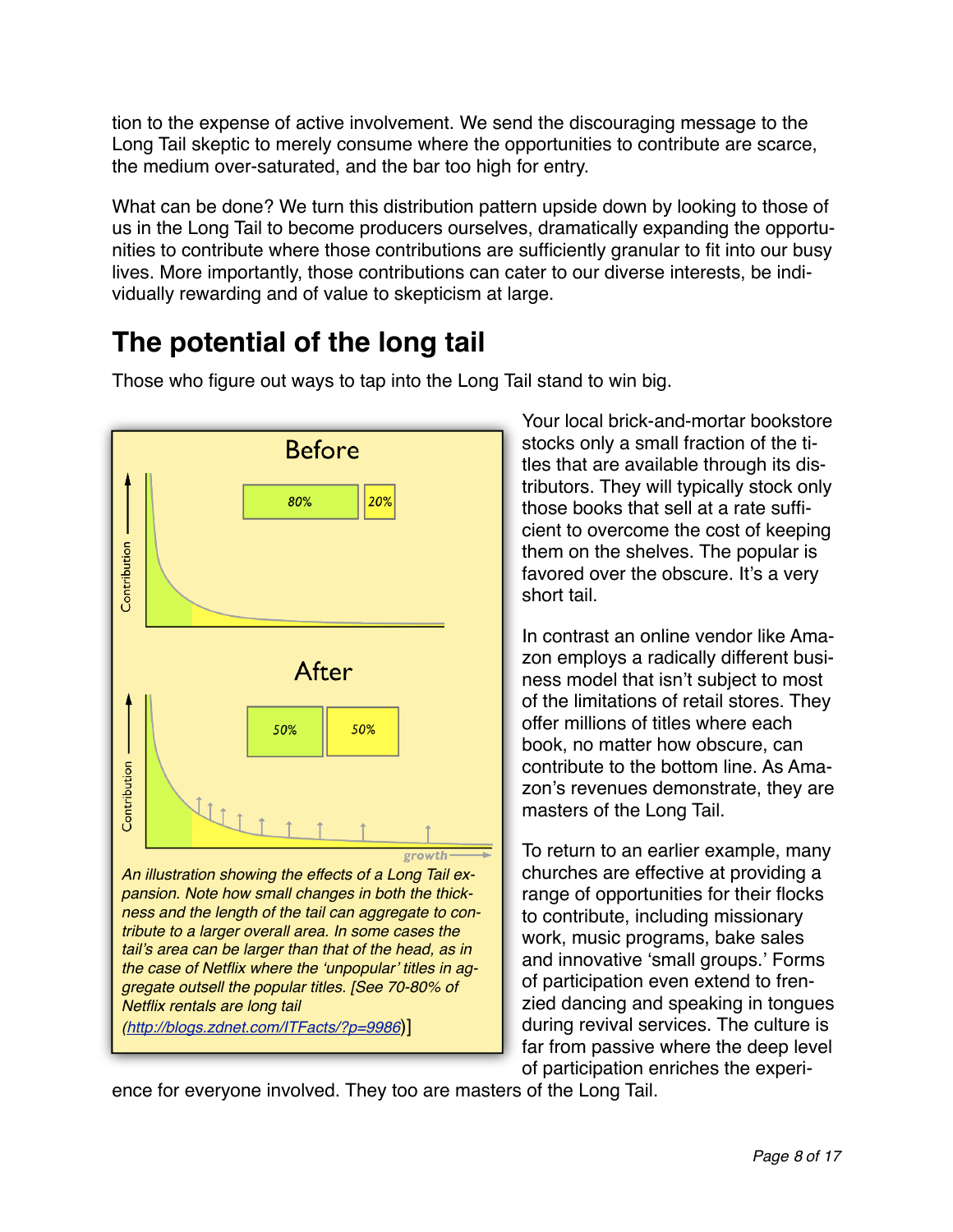tion to the expense of active involvement. We send the discouraging message to the Long Tail skeptic to merely consume where the opportunities to contribute are scarce, the medium over-saturated, and the bar too high for entry.

What can be done? We turn this distribution pattern upside down by looking to those of us in the Long Tail to become producers ourselves, dramatically expanding the opportunities to contribute where those contributions are sufficiently granular to fit into our busy lives. More importantly, those contributions can cater to our diverse interests, be individually rewarding and of value to skepticism at large.

## The potential of the long tail

Those who figure out ways to tap into the Long Tail stand to win big.

*An illustration showing the effects of a Long Tail expansion. Note how small changes in both the thickness and the length of the tail can aggregate to contribute to a larger overall area. In some cases the tail's area can be larger than that of the head, as in the case of Netflix where the 'unpopular' titles in aggregate outsell the popular titles. [See 70-80% of Netflix rentals are long tail* ([http://blogs.zdnet.com/ITFacts/?p=9986](http://blogs.zdnet.com/ITFacts/?p=9986))]

Your local brick-and-mortar bookstore stocks only a small fraction of the titles that are available through its distributors. They will typically stock only those books that sell at a rate sufficient to overcome the cost of keeping them on the shelves. The popular is favored over the obscure. It's a very short tail.

In contrast an online vendor like Amazon employs a radically different business model that isn't subject to most of the limitations of retail stores. They offer millions of titles where each book, no matter how obscure, can contribute to the bottom line. As Amazon's revenues demonstrate, they are masters of the Long Tail.

To return to an earlier example, many churches are effective at providing a range of opportunities for their flocks to contribute, including missionary work, music programs, bake sales and innovative 'small groups.' Forms of participation even extend to frenzied dancing and speaking in tongues during revival services. The culture is far from passive where the deep level of participation enriches the experience for everyone involved. They too are masters of the Long Tail.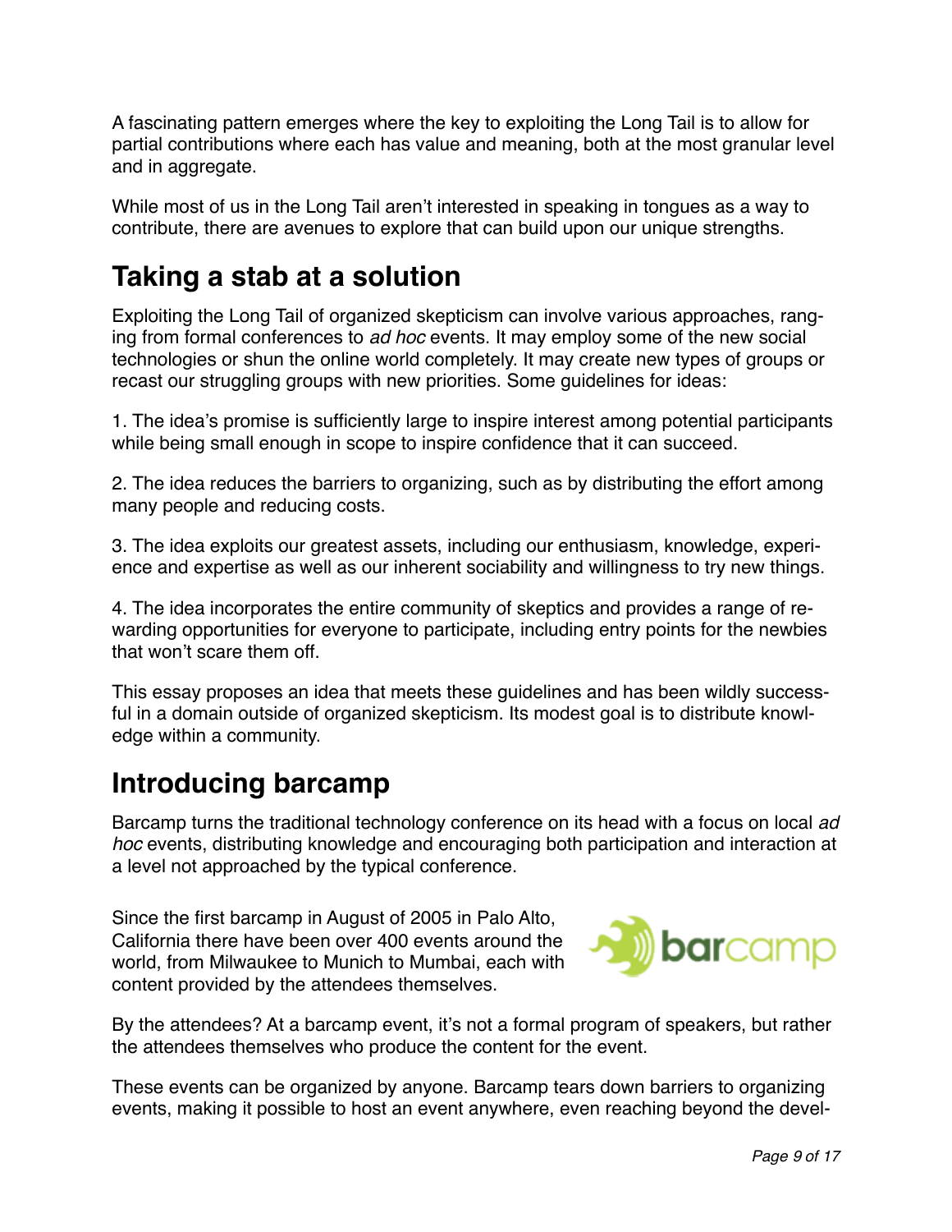A fascinating pattern emerges where the key to exploiting the Long Tail is to allow for partial contributions where each has value and meaning, both at the most granular level and in aggregate.

While most of us in the Long Tail aren't interested in speaking in tongues as a way to contribute, there are avenues to explore that can build upon our unique strengths.

## Taking a stab at a solution

Exploiting the Long Tail of organized skepticism can involve various approaches, ranging from formal conferences to *ad hoc* events. It may employ some of the new social technologies or shun the online world completely. It may create new types of groups or recast our struggling groups with new priorities. Some guidelines for ideas:

1. The idea's promise is sufficiently large to inspire interest among potential participants while being small enough in scope to inspire confidence that it can succeed.

2. The idea reduces the barriers to organizing, such as by distributing the effort among many people and reducing costs.

3. The idea exploits our greatest assets, including our enthusiasm, knowledge, experience and expertise as well as our inherent sociability and willingness to try new things.

4. The idea incorporates the entire community of skeptics and provides a range of rewarding opportunities for everyone to participate, including entry points for the newbies that won't scare them off.

This essay proposes an idea that meets these guidelines and has been wildly successful in a domain outside of organized skepticism. Its modest goal is to distribute knowledge within a community.

## Introducing barcamp

Barcamp turns the traditional technology conference on its head with a focus on local *ad hoc* events, distributing knowledge and encouraging both participation and interaction at a level not approached by the typical conference.

Since the first barcamp in August of 2005 in Palo Alto, California there have been over 400 events around the world, from Milwaukee to Munich to Mumbai, each with content provided by the attendees themselves.

By the attendees? At a barcamp event, it's not a formal program of speakers, but rather the attendees themselves who produce the content for the event.

These events can be organized by anyone. Barcamp tears down barriers to organizing events, making it possible to host an event anywhere, even reaching beyond the devel-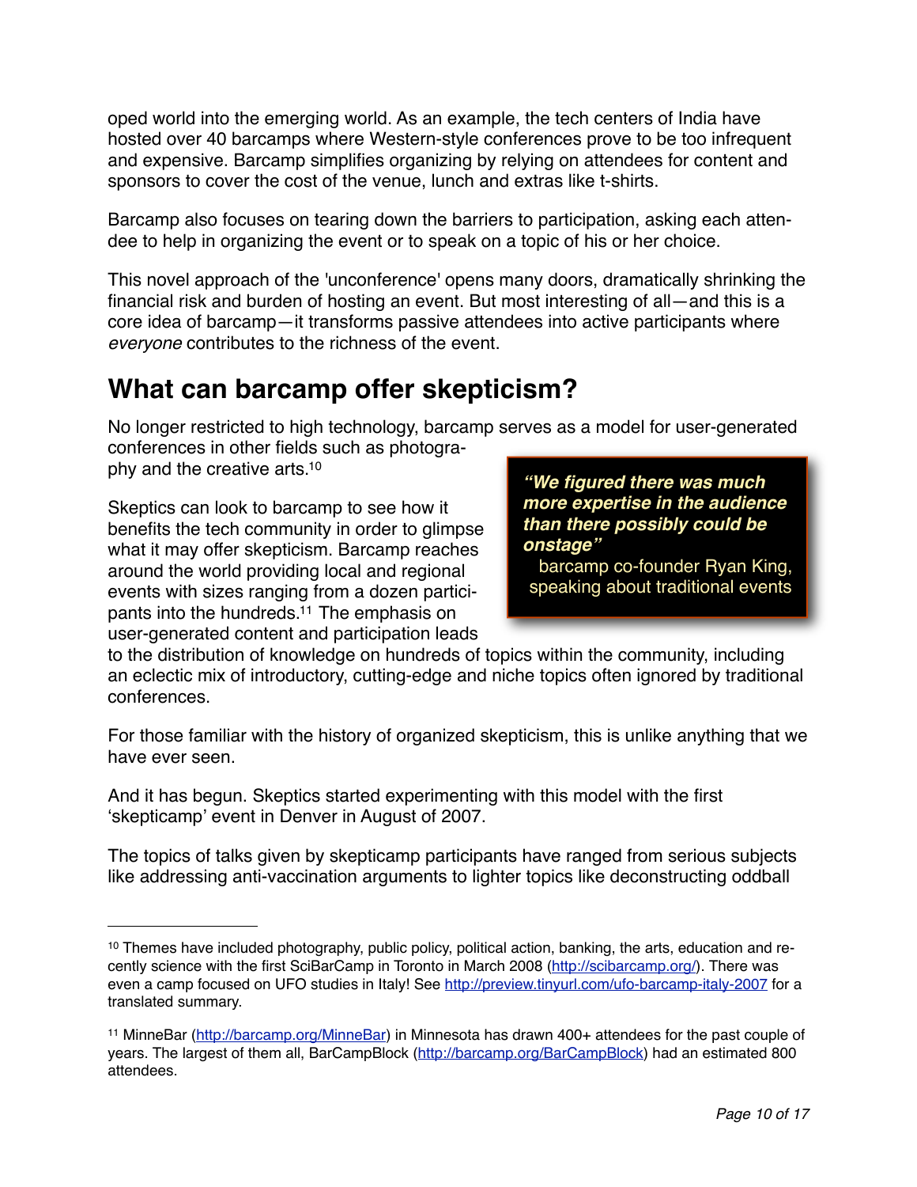oped world into the emerging world. As an example, the tech centers of India have hosted over 40 barcamps where Western-style conferences prove to be too infrequent and expensive. Barcamp simplifies organizing by relying on attendees for content and sponsors to cover the cost of the venue, lunch and extras like t-shirts.

Barcamp also focuses on tearing down the barriers to participation, asking each attendee to help in organizing the event or to speak on a topic of his or her choice.

This novel approach of the 'unconference' opens many doors, dramatically shrinking the financial risk and burden of hosting an event. But most interesting of all—and this is a core idea of barcamp—it transforms passive attendees into active participants where *everyone* contributes to the richness of the event.

## What can barcamp offer skepticism?

No longer restricted to high technology, barcamp serves as a model for user-generated conferences in other fields such as photography and the creative arts.[10]

> ***"We figured there was much more expertise in the audience than there possibly could be onstage"***
> barcamp co-founder Ryan King, speaking about traditional events

Skeptics can look to barcamp to see how it benefits the tech community in order to glimpse what it may offer skepticism. Barcamp reaches around the world providing local and regional events with sizes ranging from a dozen participants into the hundreds.[11] The emphasis on user-generated content and participation leads to the distribution of knowledge on hundreds of topics within the community, including an eclectic mix of introductory, cutting-edge and niche topics often ignored by traditional conferences.

For those familiar with the history of organized skepticism, this is unlike anything that we have ever seen.

And it has begun. Skeptics started experimenting with this model with the first 'skepticamp' event in Denver in August of 2007.

The topics of talks given by skepticamp participants have ranged from serious subjects like addressing anti-vaccination arguments to lighter topics like deconstructing oddball

---

[10] Themes have included photography, public policy, political action, banking, the arts, education and recently science with the first SciBarCamp in Toronto in March 2008 (http://scibarcamp.org/). There was even a camp focused on UFO studies in Italy! See http://preview.tinyurl.com/ufo-barcamp-italy-2007 for a translated summary.

[11] MinneBar (http://barcamp.org/MinneBar) in Minnesota has drawn 400+ attendees for the past couple of years. The largest of them all, BarCampBlock (http://barcamp.org/BarCampBlock) had an estimated 800 attendees.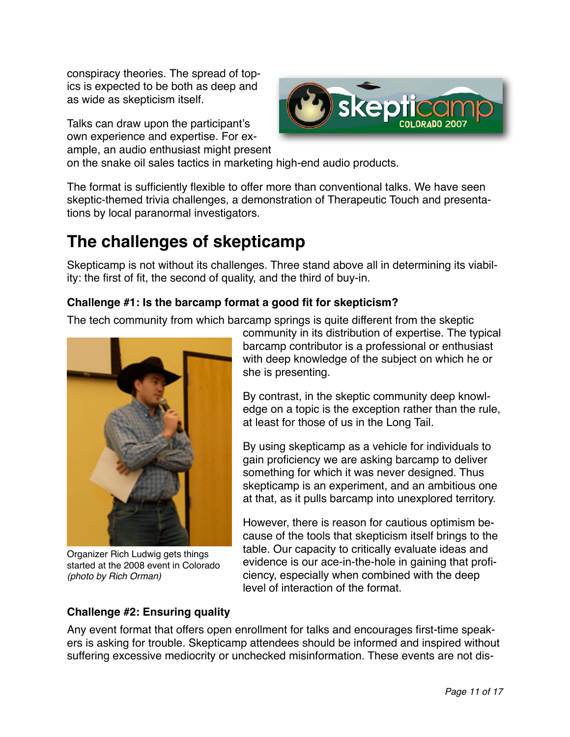conspiracy theories. The spread of topics is expected to be both as deep and as wide as skepticism itself.

Talks can draw upon the participant's own experience and expertise. For example, an audio enthusiast might present on the snake oil sales tactics in marketing high-end audio products.

The format is sufficiently flexible to offer more than conventional talks. We have seen skeptic-themed trivia challenges, a demonstration of Therapeutic Touch and presentations by local paranormal investigators.

## The challenges of skepticamp

Skepticamp is not without its challenges. Three stand above all in determining its viability: the first of fit, the second of quality, and the third of buy-in.

### Challenge #1: Is the barcamp format a good fit for skepticism?

The tech community from which barcamp springs is quite different from the skeptic community in its distribution of expertise. The typical barcamp contributor is a professional or enthusiast with deep knowledge of the subject on which he or she is presenting.

By contrast, in the skeptic community deep knowledge on a topic is the exception rather than the rule, at least for those of us in the Long Tail.

By using skepticamp as a vehicle for individuals to gain proficiency we are asking barcamp to deliver something for which it was never designed. Thus skepticamp is an experiment, and an ambitious one at that, as it pulls barcamp into unexplored territory.

However, there is reason for cautious optimism because of the tools that skepticism itself brings to the table. Our capacity to critically evaluate ideas and evidence is our ace-in-the-hole in gaining that proficiency, especially when combined with the deep level of interaction of the format.

Organizer Rich Ludwig gets things started at the 2008 event in Colorado *(photo by Rich Orman)*

### Challenge #2: Ensuring quality

Any event format that offers open enrollment for talks and encourages first-time speakers is asking for trouble. Skepticamp attendees should be informed and inspired without suffering excessive mediocrity or unchecked misinformation. These events are not dis-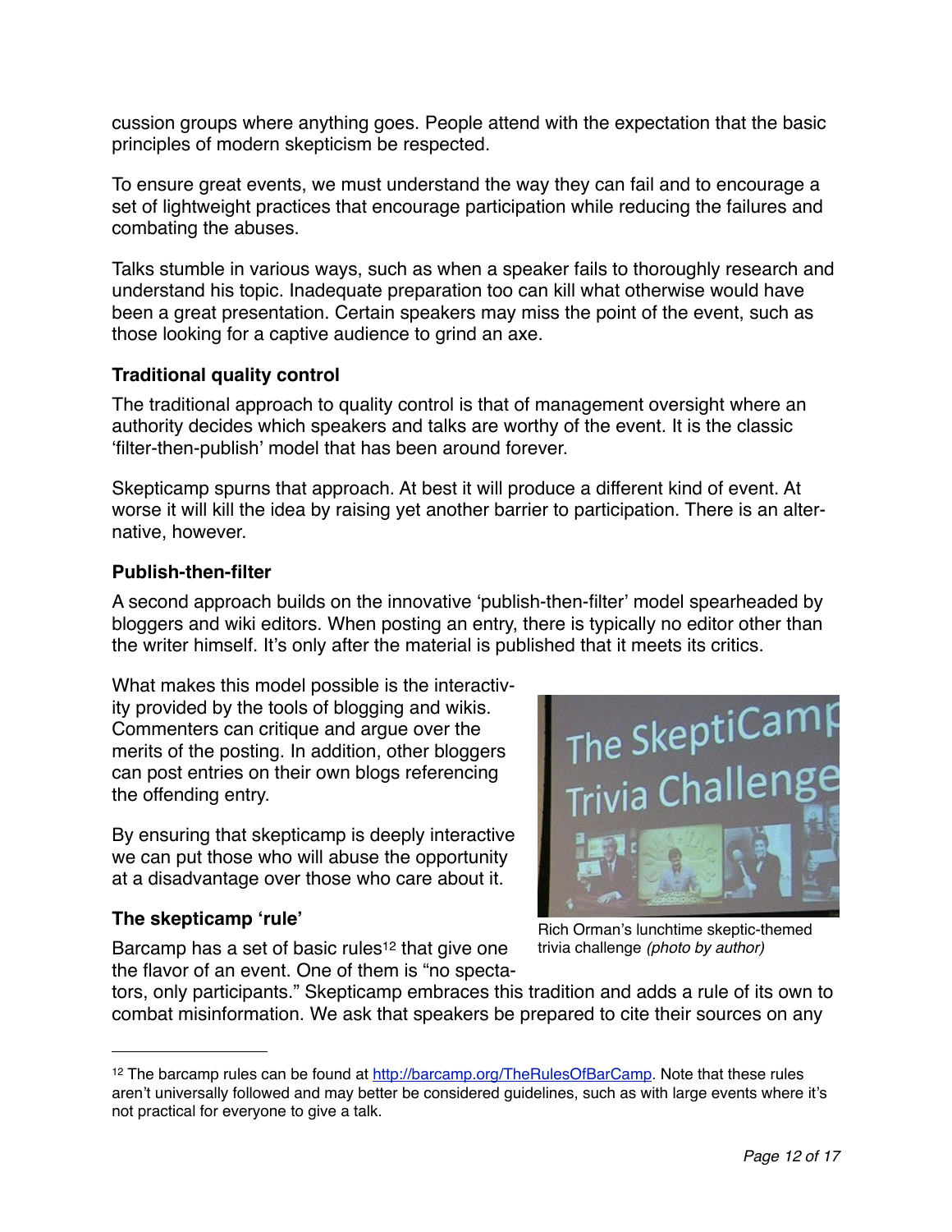cussion groups where anything goes. People attend with the expectation that the basic principles of modern skepticism be respected.

To ensure great events, we must understand the way they can fail and to encourage a set of lightweight practices that encourage participation while reducing the failures and combating the abuses.

Talks stumble in various ways, such as when a speaker fails to thoroughly research and understand his topic. Inadequate preparation too can kill what otherwise would have been a great presentation. Certain speakers may miss the point of the event, such as those looking for a captive audience to grind an axe.

### Traditional quality control

The traditional approach to quality control is that of management oversight where an authority decides which speakers and talks are worthy of the event. It is the classic 'filter-then-publish' model that has been around forever.

Skepticamp spurns that approach. At best it will produce a different kind of event. At worse it will kill the idea by raising yet another barrier to participation. There is an alternative, however.

### Publish-then-filter

A second approach builds on the innovative 'publish-then-filter' model spearheaded by bloggers and wiki editors. When posting an entry, there is typically no editor other than the writer himself. It's only after the material is published that it meets its critics.

What makes this model possible is the interactivity provided by the tools of blogging and wikis. Commenters can critique and argue over the merits of the posting. In addition, other bloggers can post entries on their own blogs referencing the offending entry.

By ensuring that skepticamp is deeply interactive we can put those who will abuse the opportunity at a disadvantage over those who care about it.

Rich Orman's lunchtime skeptic-themed trivia challenge *(photo by author)*

### The skepticamp 'rule'

Barcamp has a set of basic rules[12] that give one the flavor of an event. One of them is "no spectators, only participants." Skepticamp embraces this tradition and adds a rule of its own to combat misinformation. We ask that speakers be prepared to cite their sources on any

---

[12] The barcamp rules can be found at http://barcamp.org/TheRulesOfBarCamp. Note that these rules aren't universally followed and may better be considered guidelines, such as with large events where it's not practical for everyone to give a talk.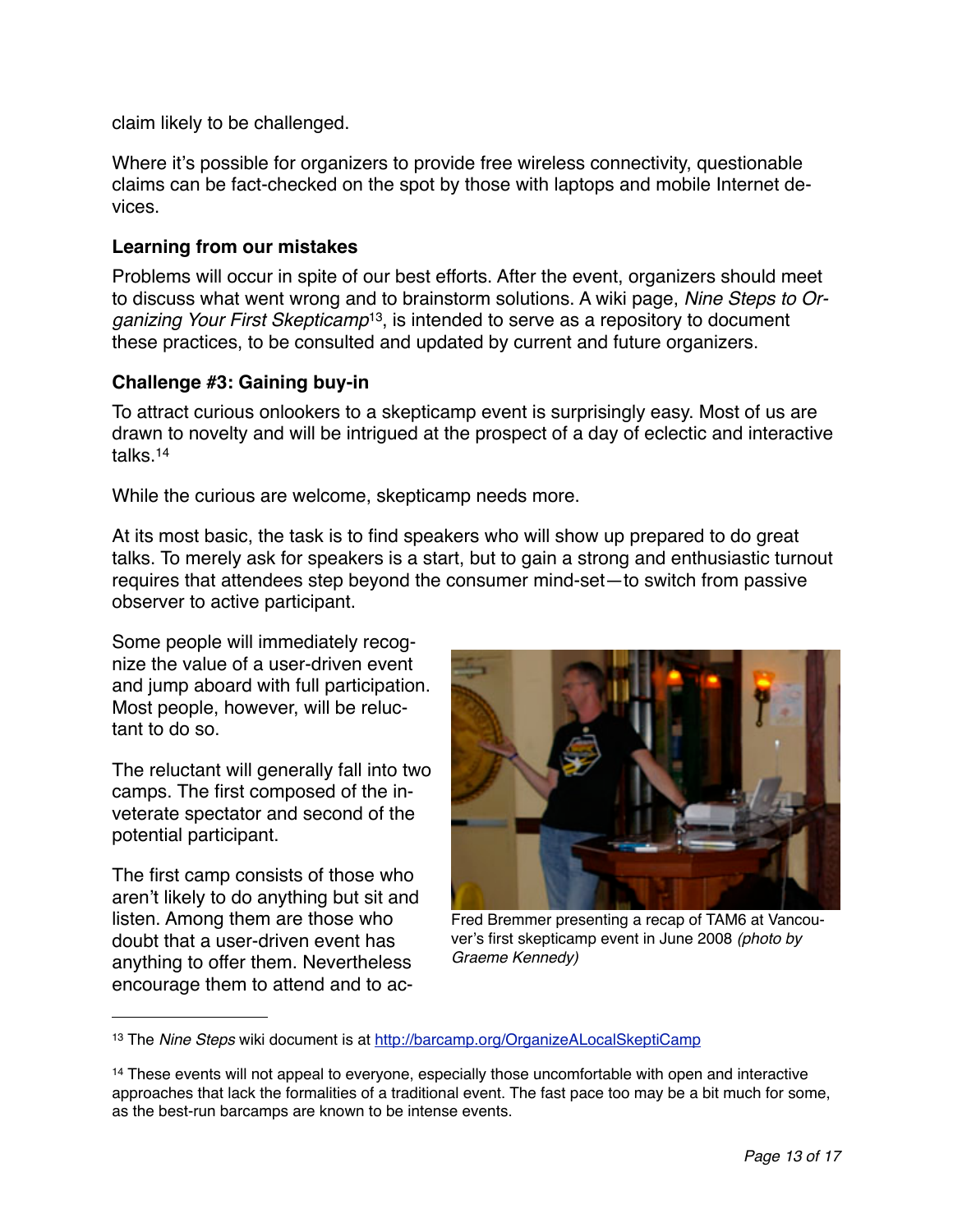claim likely to be challenged.

Where it's possible for organizers to provide free wireless connectivity, questionable claims can be fact-checked on the spot by those with laptops and mobile Internet devices.

**Learning from our mistakes**

Problems will occur in spite of our best efforts. After the event, organizers should meet to discuss what went wrong and to brainstorm solutions. A wiki page, *Nine Steps to Organizing Your First Skepticamp*[13], is intended to serve as a repository to document these practices, to be consulted and updated by current and future organizers.

**Challenge #3: Gaining buy-in**

To attract curious onlookers to a skepticamp event is surprisingly easy. Most of us are drawn to novelty and will be intrigued at the prospect of a day of eclectic and interactive talks.[14]

While the curious are welcome, skepticamp needs more.

At its most basic, the task is to find speakers who will show up prepared to do great talks. To merely ask for speakers is a start, but to gain a strong and enthusiastic turnout requires that attendees step beyond the consumer mind-set—to switch from passive observer to active participant.

Some people will immediately recognize the value of a user-driven event and jump aboard with full participation. Most people, however, will be reluctant to do so.

The reluctant will generally fall into two camps. The first composed of the inveterate spectator and second of the potential participant.

The first camp consists of those who aren't likely to do anything but sit and listen. Among them are those who doubt that a user-driven event has anything to offer them. Nevertheless encourage them to attend and to ac-

Fred Bremmer presenting a recap of TAM6 at Vancouver's first skepticamp event in June 2008 *(photo by Graeme Kennedy)*

---

[13] The *Nine Steps* wiki document is at http://barcamp.org/OrganizeALocalSkeptiCamp

[14] These events will not appeal to everyone, especially those uncomfortable with open and interactive approaches that lack the formalities of a traditional event. The fast pace too may be a bit much for some, as the best-run barcamps are known to be intense events.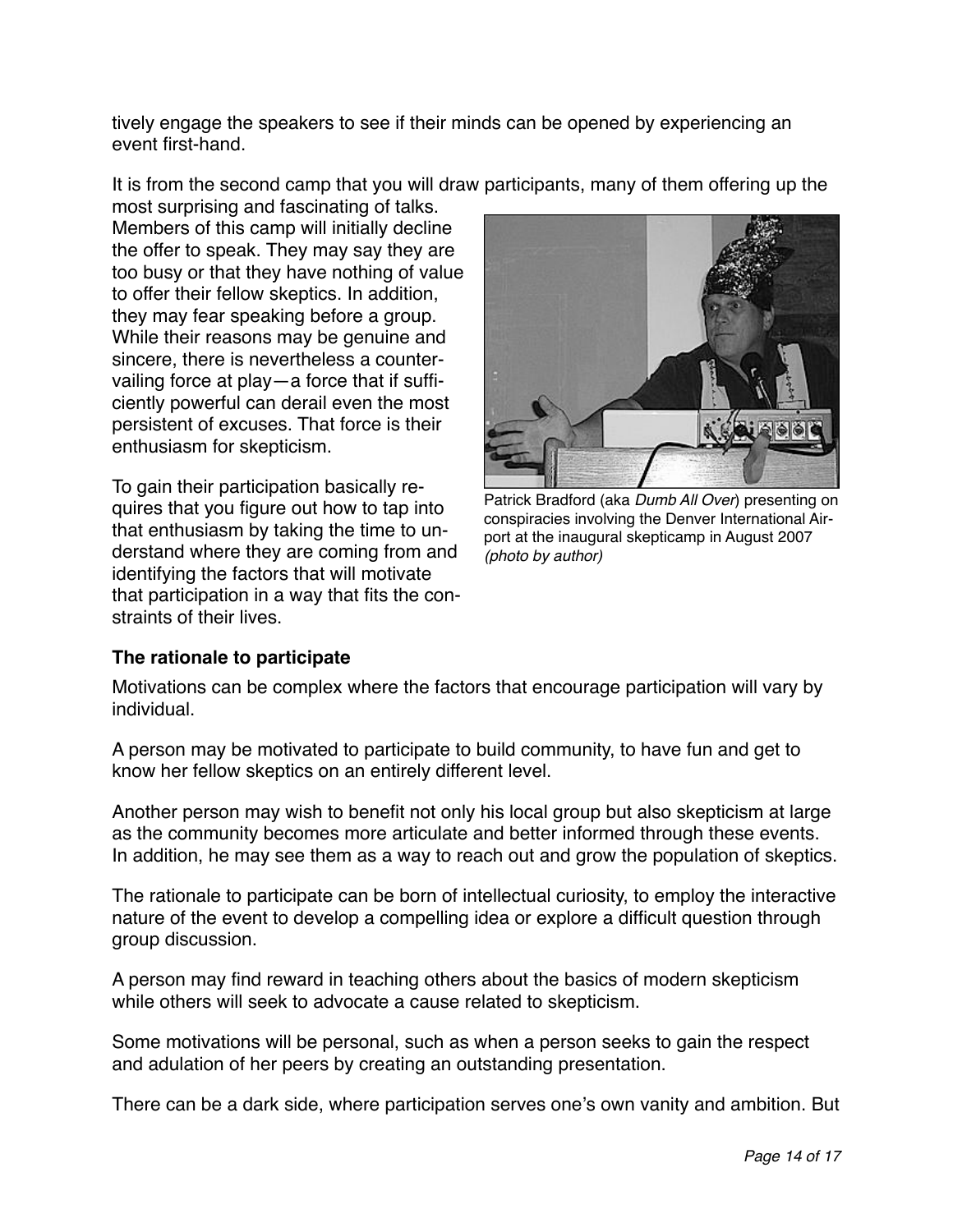tively engage the speakers to see if their minds can be opened by experiencing an event first-hand.

It is from the second camp that you will draw participants, many of them offering up the most surprising and fascinating of talks. Members of this camp will initially decline the offer to speak. They may say they are too busy or that they have nothing of value to offer their fellow skeptics. In addition, they may fear speaking before a group. While their reasons may be genuine and sincere, there is nevertheless a countervailing force at play—a force that if sufficiently powerful can derail even the most persistent of excuses. That force is their enthusiasm for skepticism.

To gain their participation basically requires that you figure out how to tap into that enthusiasm by taking the time to understand where they are coming from and identifying the factors that will motivate that participation in a way that fits the constraints of their lives.

Patrick Bradford (aka *Dumb All Over*) presenting on conspiracies involving the Denver International Airport at the inaugural skepticamp in August 2007 *(photo by author)*

**The rationale to participate**

Motivations can be complex where the factors that encourage participation will vary by individual.

A person may be motivated to participate to build community, to have fun and get to know her fellow skeptics on an entirely different level.

Another person may wish to benefit not only his local group but also skepticism at large as the community becomes more articulate and better informed through these events. In addition, he may see them as a way to reach out and grow the population of skeptics.

The rationale to participate can be born of intellectual curiosity, to employ the interactive nature of the event to develop a compelling idea or explore a difficult question through group discussion.

A person may find reward in teaching others about the basics of modern skepticism while others will seek to advocate a cause related to skepticism.

Some motivations will be personal, such as when a person seeks to gain the respect and adulation of her peers by creating an outstanding presentation.

There can be a dark side, where participation serves one's own vanity and ambition. But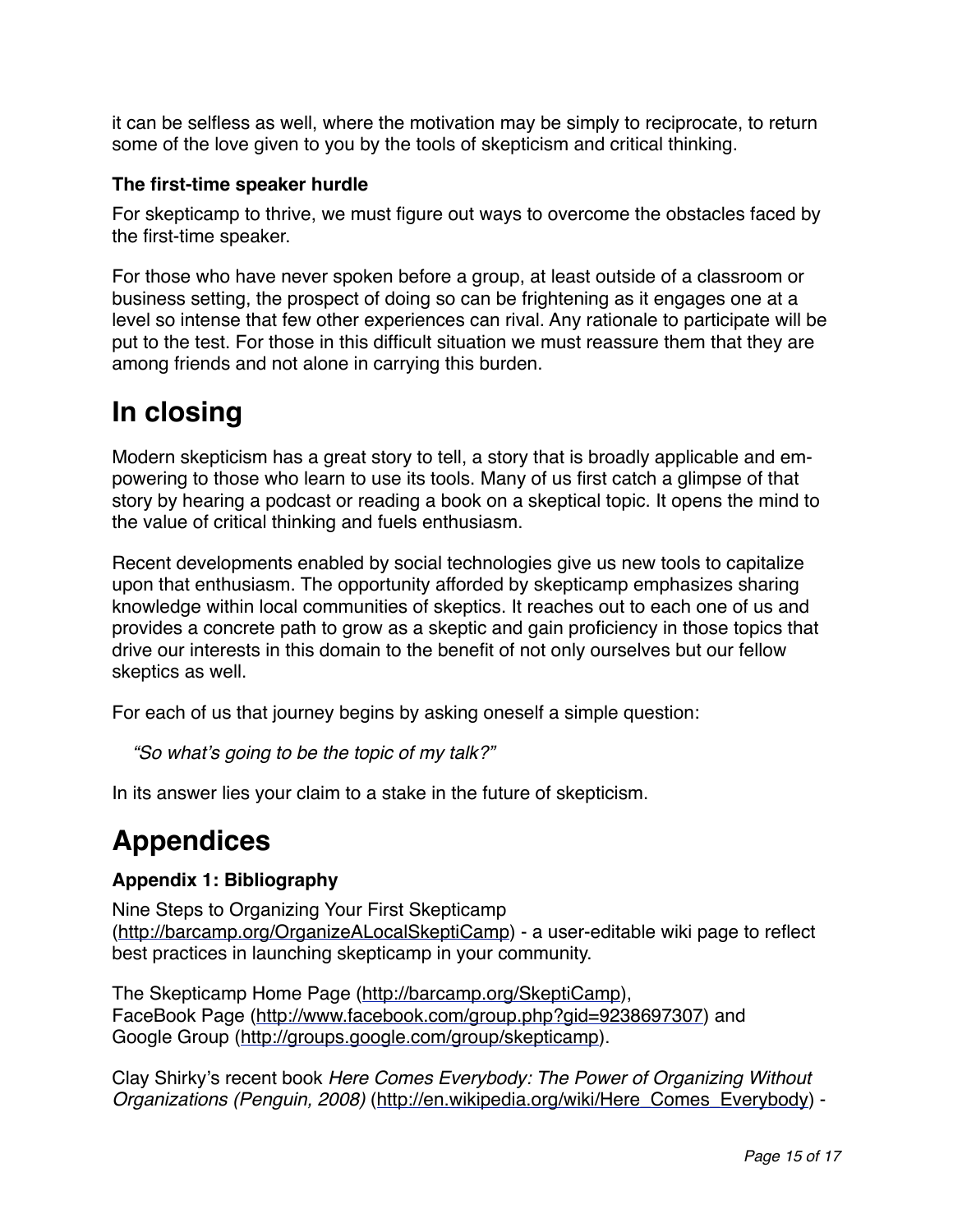it can be selfless as well, where the motivation may be simply to reciprocate, to return some of the love given to you by the tools of skepticism and critical thinking.

### The first-time speaker hurdle

For skepticamp to thrive, we must figure out ways to overcome the obstacles faced by the first-time speaker.

For those who have never spoken before a group, at least outside of a classroom or business setting, the prospect of doing so can be frightening as it engages one at a level so intense that few other experiences can rival. Any rationale to participate will be put to the test. For those in this difficult situation we must reassure them that they are among friends and not alone in carrying this burden.

# In closing

Modern skepticism has a great story to tell, a story that is broadly applicable and empowering to those who learn to use its tools. Many of us first catch a glimpse of that story by hearing a podcast or reading a book on a skeptical topic. It opens the mind to the value of critical thinking and fuels enthusiasm.

Recent developments enabled by social technologies give us new tools to capitalize upon that enthusiasm. The opportunity afforded by skepticamp emphasizes sharing knowledge within local communities of skeptics. It reaches out to each one of us and provides a concrete path to grow as a skeptic and gain proficiency in those topics that drive our interests in this domain to the benefit of not only ourselves but our fellow skeptics as well.

For each of us that journey begins by asking oneself a simple question:

*"So what's going to be the topic of my talk?"*

In its answer lies your claim to a stake in the future of skepticism.

# Appendices

### Appendix 1: Bibliography

Nine Steps to Organizing Your First Skepticamp (http://barcamp.org/OrganizeALocalSkeptiCamp) - a user-editable wiki page to reflect best practices in launching skepticamp in your community.

The Skepticamp Home Page (http://barcamp.org/SkeptiCamp),
FaceBook Page (http://www.facebook.com/group.php?gid=9238697307) and
Google Group (http://groups.google.com/group/skepticamp).

Clay Shirky's recent book *Here Comes Everybody: The Power of Organizing Without Organizations (Penguin, 2008)* (http://en.wikipedia.org/wiki/Here_Comes_Everybody) -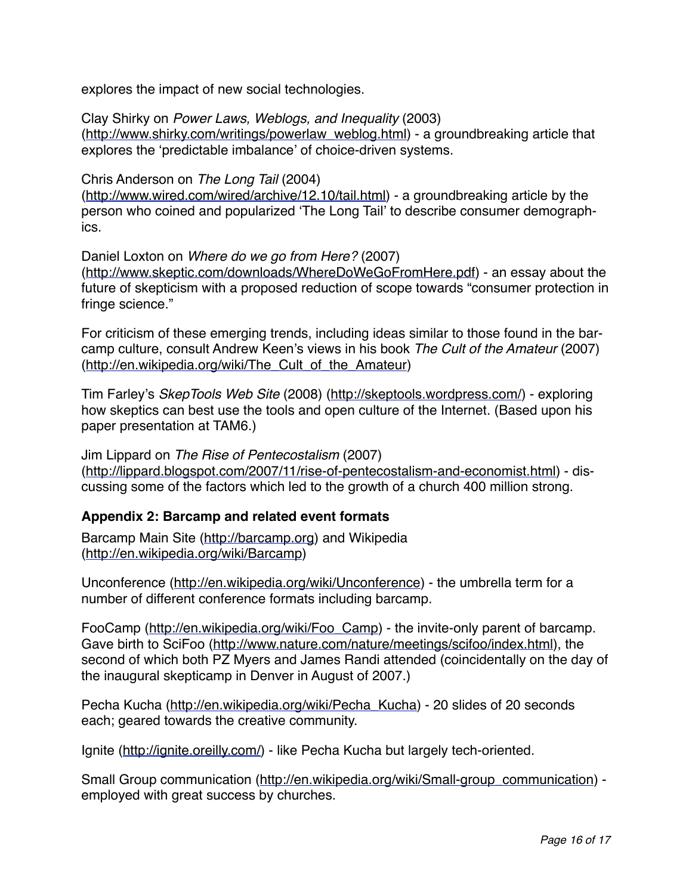explores the impact of new social technologies.

Clay Shirky on *Power Laws, Weblogs, and Inequality* (2003) (http://www.shirky.com/writings/powerlaw_weblog.html) - a groundbreaking article that explores the 'predictable imbalance' of choice-driven systems.

Chris Anderson on *The Long Tail* (2004) (http://www.wired.com/wired/archive/12.10/tail.html) - a groundbreaking article by the person who coined and popularized 'The Long Tail' to describe consumer demographics.

Daniel Loxton on *Where do we go from Here?* (2007) (http://www.skeptic.com/downloads/WhereDoWeGoFromHere.pdf) - an essay about the future of skepticism with a proposed reduction of scope towards "consumer protection in fringe science."

For criticism of these emerging trends, including ideas similar to those found in the barcamp culture, consult Andrew Keen's views in his book *The Cult of the Amateur* (2007) (http://en.wikipedia.org/wiki/The_Cult_of_the_Amateur)

Tim Farley's *SkepTools Web Site* (2008) (http://skeptools.wordpress.com/) - exploring how skeptics can best use the tools and open culture of the Internet. (Based upon his paper presentation at TAM6.)

Jim Lippard on *The Rise of Pentecostalism* (2007) (http://lippard.blogspot.com/2007/11/rise-of-pentecostalism-and-economist.html) - discussing some of the factors which led to the growth of a church 400 million strong.

**Appendix 2: Barcamp and related event formats**

Barcamp Main Site (http://barcamp.org) and Wikipedia (http://en.wikipedia.org/wiki/Barcamp)

Unconference (http://en.wikipedia.org/wiki/Unconference) - the umbrella term for a number of different conference formats including barcamp.

FooCamp (http://en.wikipedia.org/wiki/Foo_Camp) - the invite-only parent of barcamp. Gave birth to SciFoo (http://www.nature.com/nature/meetings/scifoo/index.html), the second of which both PZ Myers and James Randi attended (coincidentally on the day of the inaugural skepticamp in Denver in August of 2007.)

Pecha Kucha (http://en.wikipedia.org/wiki/Pecha_Kucha) - 20 slides of 20 seconds each; geared towards the creative community.

Ignite (http://ignite.oreilly.com/) - like Pecha Kucha but largely tech-oriented.

Small Group communication (http://en.wikipedia.org/wiki/Small-group_communication) - employed with great success by churches.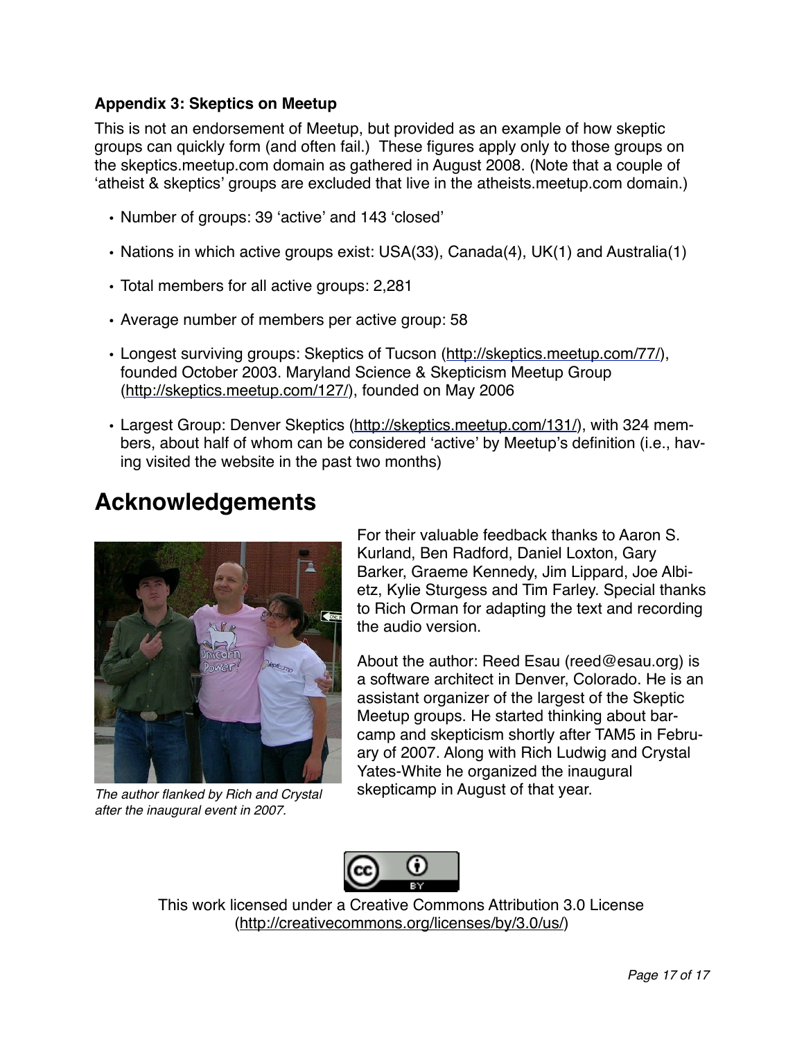**Appendix 3: Skeptics on Meetup**

This is not an endorsement of Meetup, but provided as an example of how skeptic groups can quickly form (and often fail.) These figures apply only to those groups on the skeptics.meetup.com domain as gathered in August 2008. (Note that a couple of 'atheist & skeptics' groups are excluded that live in the atheists.meetup.com domain.)

- Number of groups: 39 'active' and 143 'closed'
- Nations in which active groups exist: USA(33), Canada(4), UK(1) and Australia(1)
- Total members for all active groups: 2,281
- Average number of members per active group: 58
- Longest surviving groups: Skeptics of Tucson (http://skeptics.meetup.com/77/), founded October 2003. Maryland Science & Skepticism Meetup Group (http://skeptics.meetup.com/127/), founded on May 2006
- Largest Group: Denver Skeptics (http://skeptics.meetup.com/131/), with 324 members, about half of whom can be considered 'active' by Meetup's definition (i.e., having visited the website in the past two months)

# Acknowledgements

*The author flanked by Rich and Crystal after the inaugural event in 2007.*

For their valuable feedback thanks to Aaron S. Kurland, Ben Radford, Daniel Loxton, Gary Barker, Graeme Kennedy, Jim Lippard, Joe Albietz, Kylie Sturgess and Tim Farley. Special thanks to Rich Orman for adapting the text and recording the audio version.

About the author: Reed Esau (reed@esau.org) is a software architect in Denver, Colorado. He is an assistant organizer of the largest of the Skeptic Meetup groups. He started thinking about barcamp and skepticism shortly after TAM5 in February of 2007. Along with Rich Ludwig and Crystal Yates-White he organized the inaugural skepticamp in August of that year.

This work licensed under a Creative Commons Attribution 3.0 License (http://creativecommons.org/licenses/by/3.0/us/)